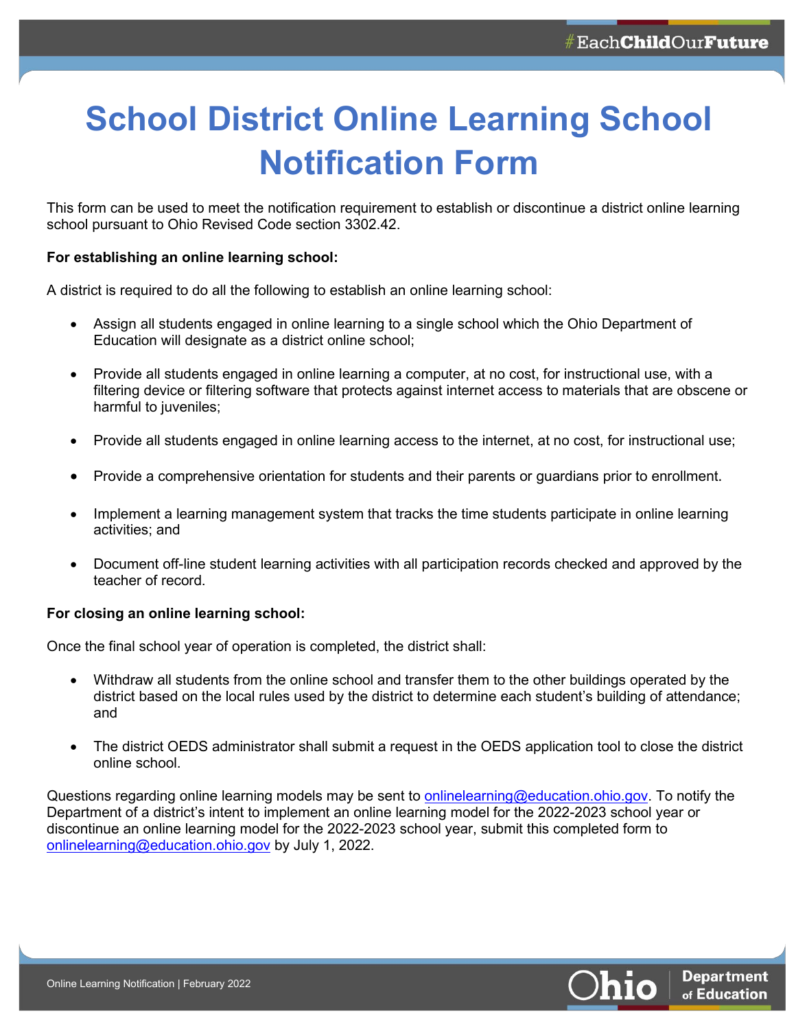# School District Online Learning School Notification Form

This form can be used to meet the notification requirement to establish or discontinue a district online learning school pursuant to Ohio Revised Code section 3302.42.

**For establishing an online learning school:**

A district is required to do all the following to establish an online learning school:

- Assign all students engaged in online learning to a single school which the Ohio Department of Education will designate as a district online school;
- Provide all students engaged in online learning a computer, at no cost, for instructional use, with a filtering device or filtering software that protects against internet access to materials that are obscene or harmful to juveniles;
- Provide all students engaged in online learning access to the internet, at no cost, for instructional use;
- Provide a comprehensive orientation for students and their parents or guardians prior to enrollment.
- Implement a learning management system that tracks the time students participate in online learning activities; and
- Document off-line student learning activities with all participation records checked and approved by the teacher of record.

**For closing an online learning school:**

Once the final school year of operation is completed, the district shall:

- Withdraw all students from the online school and transfer them to the other buildings operated by the district based on the local rules used by the district to determine each student's building of attendance; and
- The district OEDS administrator shall submit a request in the OEDS application tool to close the district online school.

Questions regarding online learning models may be sent to onlinelearning@education.ohio.gov. To notify the Department of a district's intent to implement an online learning model for the 2022-2023 school year or discontinue an online learning model for the 2022-2023 school year, submit this completed form to onlinelearning@education.ohio.gov by July 1, 2022.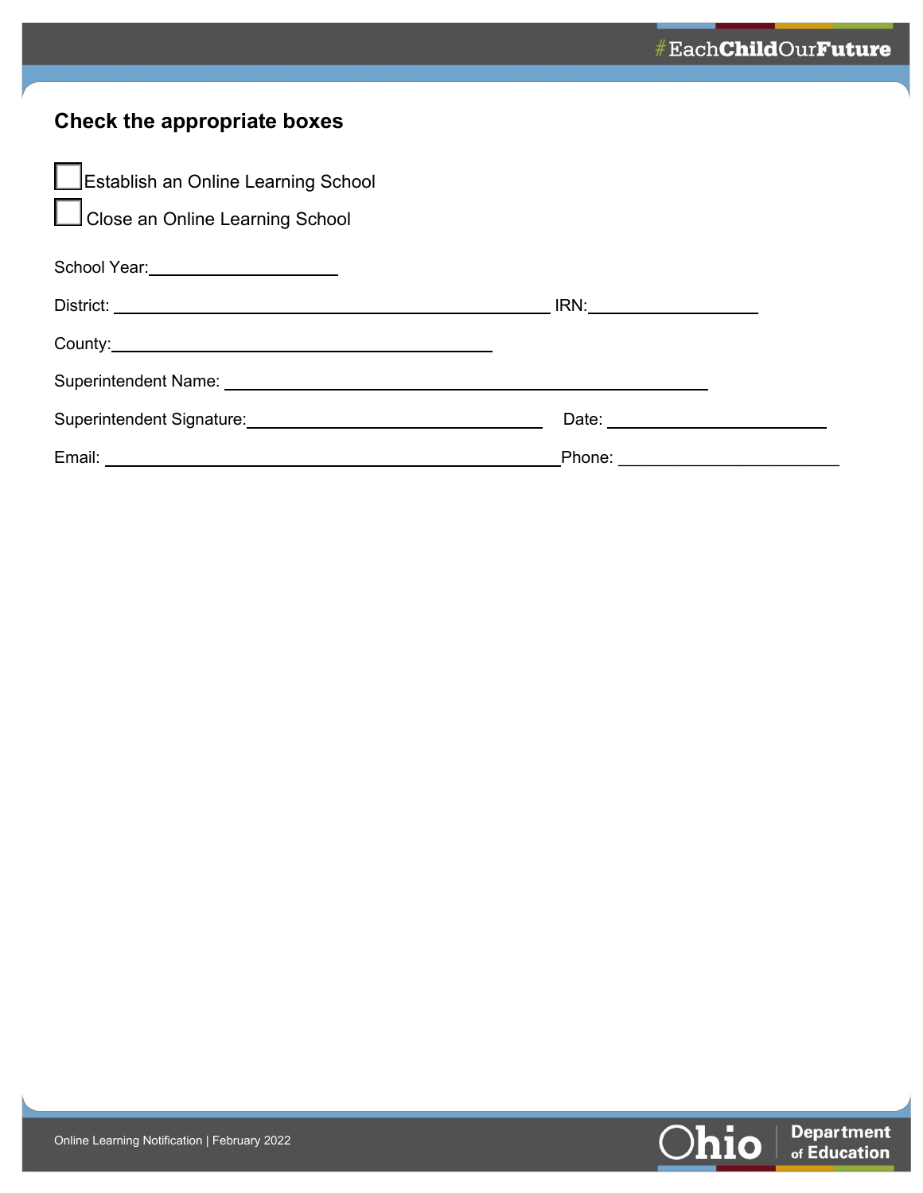## Check the appropriate boxes

☐ Establish an Online Learning School

☐ Close an Online Learning School

School Year: ____________________

District: ____________________________________________ IRN: __________________

County: ______________________________________

Superintendent Name: __________________________________________________

Superintendent Signature: ______________________________ Date: _______________________

Email: ______________________________________________ Phone: _______________________